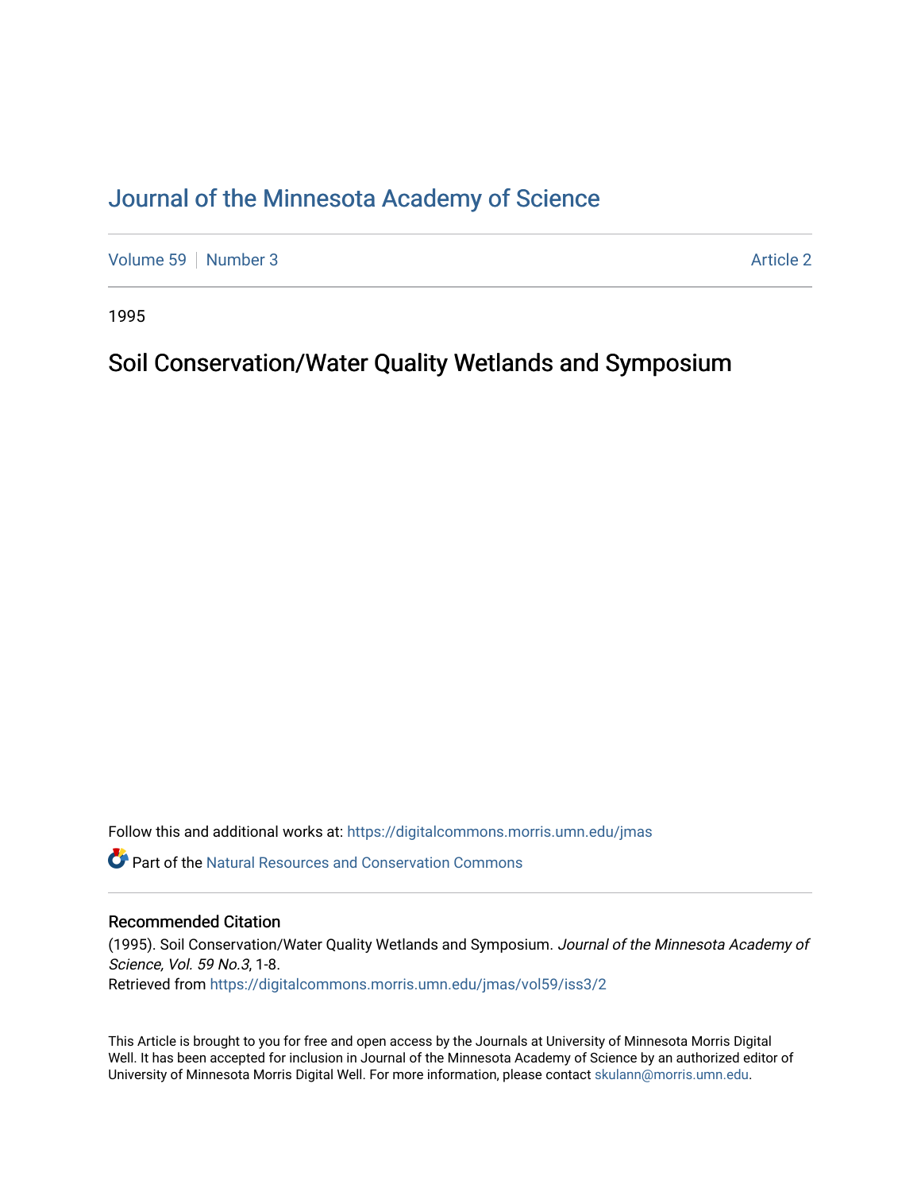# Journal of the Minnesota Academy of Science

Volume 59 | Number 3 | Article 2

1995

## Soil Conservation/Water Quality Wetlands and Symposium

Follow this and additional works at: https://digitalcommons.morris.umn.edu/jmas

Part of the Natural Resources and Conservation Commons

### Recommended Citation

(1995). Soil Conservation/Water Quality Wetlands and Symposium. *Journal of the Minnesota Academy of Science, Vol. 59 No.3*, 1-8.
Retrieved from https://digitalcommons.morris.umn.edu/jmas/vol59/iss3/2

This Article is brought to you for free and open access by the Journals at University of Minnesota Morris Digital Well. It has been accepted for inclusion in Journal of the Minnesota Academy of Science by an authorized editor of University of Minnesota Morris Digital Well. For more information, please contact skulann@morris.umn.edu.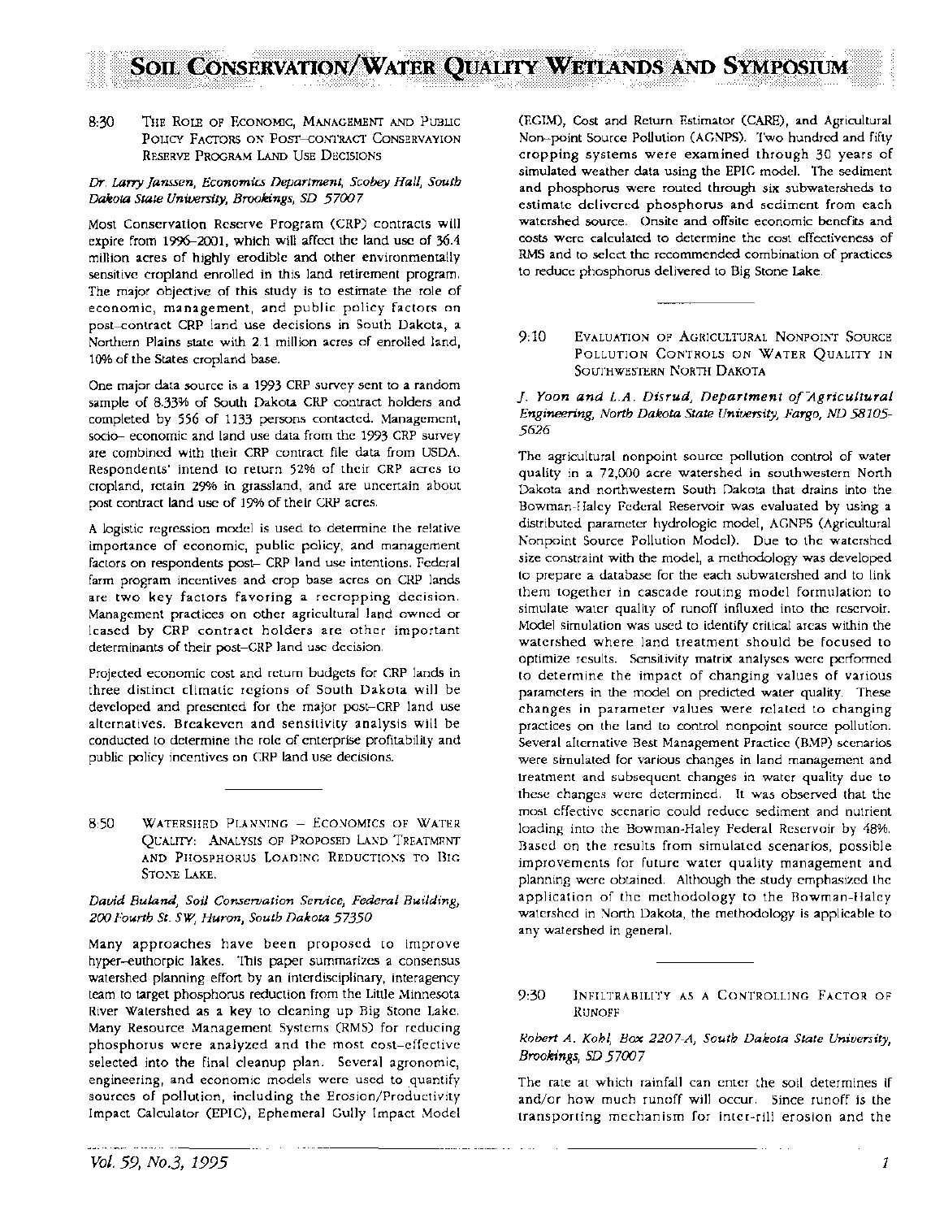# Soil Conservation/Water Quality Wetlands and Symposium

## 8:30 The Role of Economic, Management and Public Policy Factors on Post–contract Conservayion Reserve Program Land Use Decisions

*Dr. Larry Janssen, Economics Department, Scobey Hall, South Dakota State University, Brookings, SD 57007*

Most Conservation Reserve Program (CRP) contracts will expire from 1996–2001, which will affect the land use of 36.4 million acres of highly erodible and other environmentally sensitive cropland enrolled in this land retirement program. The major objective of this study is to estimate the role of economic, management, and public policy factors on post–contract CRP land use decisions in South Dakota, a Northern Plains state with 2.1 million acres of enrolled land, 10% of the States cropland base.

One major data source is a 1993 CRP survey sent to a random sample of 8.33% of South Dakota CRP contract holders and completed by 556 of 1133 persons contacted. Management, socio– economic and land use data from the 1993 CRP survey are combined with their CRP contract file data from USDA. Respondents' intend to return 52% of their CRP acres to cropland, retain 29% in grassland, and are uncertain about post contract land use of 19% of their CRP acres.

A logistic regression model is used to determine the relative importance of economic, public policy, and management factors on respondents post– CRP land use intentions. Federal farm program incentives and crop base acres on CRP lands are two key factors favoring a recropping decision. Management practices on other agricultural land owned or leased by CRP contract holders are other important determinants of their post–CRP land use decision.

Projected economic cost and return budgets for CRP lands in three distinct climatic regions of South Dakota will be developed and presented for the major post–CRP land use alternatives. Breakeven and sensitivity analysis will be conducted to determine the role of enterprise profitability and public policy incentives on CRP land use decisions.

## 8:50 Watershed Planning – Economics of Water Quality: Analysis of Proposed Land Treatment and Phosphorus Loading Reductions to Big Stone Lake.

*David Buland, Soil Conservation Service, Federal Building, 200 Fourth St. SW, Huron, South Dakota 57350*

Many approaches have been proposed to improve hyper–euthorpic lakes. This paper summarizes a consensus watershed planning effort by an interdisciplinary, interagency team to target phosphorus reduction from the Little Minnesota River Watershed as a key to cleaning up Big Stone Lake. Many Resource Management Systems (RMS) for reducing phosphorus were analyzed and the most cost–effective selected into the final cleanup plan. Several agronomic, engineering, and economic models were used to quantify sources of pollution, including the Erosion/Productivity Impact Calculator (EPIC), Ephemeral Gully Impact Model (EGIM), Cost and Return Estimator (CARE), and Agricultural Non–point Source Pollution (AGNPS). Two hundred and fifty cropping systems were examined through 30 years of simulated weather data using the EPIC model. The sediment and phosphorus were routed through six subwatersheds to estimate delivered phosphorus and sediment from each watershed source. Onsite and offsite economic benefits and costs were calculated to determine the cost effectiveness of RMS and to select the recommended combination of practices to reduce phosphorus delivered to Big Stone Lake.

## 9:10 Evaluation of Agricultural Nonpoint Source Pollution Controls on Water Quality in Southwestern North Dakota

*J. Yoon and L.A. Disrud, Department of Agricultural Engineering, North Dakota State University, Fargo, ND 58105-5626*

The agricultural nonpoint source pollution control of water quality in a 72,000 acre watershed in southwestern North Dakota and northwestern South Dakota that drains into the Bowman-Haley Federal Reservoir was evaluated by using a distributed parameter hydrologic model, AGNPS (Agricultural Nonpoint Source Pollution Model). Due to the watershed size constraint with the model, a methodology was developed to prepare a database for the each subwatershed and to link them together in cascade routing model formulation to simulate water quality of runoff influxed into the reservoir. Model simulation was used to identify critical areas within the watershed where land treatment should be focused to optimize results. Sensitivity matrix analyses were performed to determine the impact of changing values of various parameters in the model on predicted water quality. These changes in parameter values were related to changing practices on the land to control nonpoint source pollution. Several alternative Best Management Practice (BMP) scenarios were simulated for various changes in land management and treatment and subsequent changes in water quality due to these changes were determined. It was observed that the most effective scenario could reduce sediment and nutrient loading into the Bowman-Haley Federal Reservoir by 48%. Based on the results from simulated scenarios, possible improvements for future water quality management and planning were obtained. Although the study emphasized the application of the methodology to the Bowman-Haley watershed in North Dakota, the methodology is applicable to any watershed in general.

## 9:30 Infiltrability as a Controlling Factor of Runoff

*Robert A. Kohl, Box 2207-A, South Dakota State University, Brookings, SD 57007*

The rate at which rainfall can enter the soil determines if and/or how much runoff will occur. Since runoff is the transporting mechanism for inter-rill erosion and the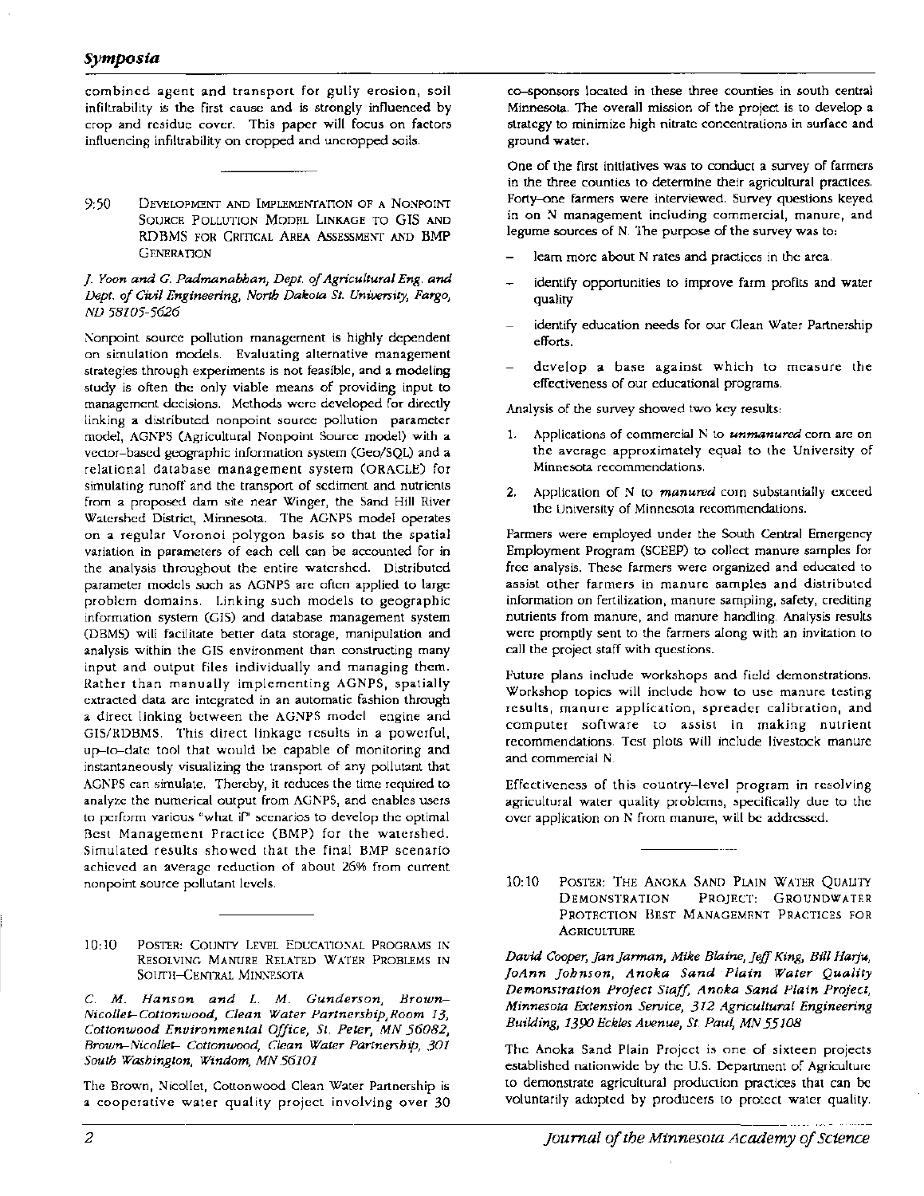combined agent and transport for gully erosion, soil infiltrability is the first cause and is strongly influenced by crop and residue cover. This paper will focus on factors influencing infiltrability on cropped and uncropped soils.

---

9:50 DEVELOPMENT AND IMPLEMENTATION OF A NONPOINT SOURCE POLLUTION MODEL LINKAGE TO GIS AND RDBMS FOR CRITICAL AREA ASSESSMENT AND BMP GENERATION

*J. Yoon and G. Padmanabhan, Dept. of Agricultural Eng. and Dept. of Civil Engineering, North Dakota St. University, Fargo, ND 58105-5626*

Nonpoint source pollution management is highly dependent on simulation models. Evaluating alternative management strategies through experiments is not feasible, and a modeling study is often the only viable means of providing input to management decisions. Methods were developed for directly linking a distributed nonpoint source pollution parameter model, AGNPS (Agricultural Nonpoint Source model) with a vector-based geographic information system (Geo/SQL) and a relational database management system (ORACLE) for simulating runoff and the transport of sediment and nutrients from a proposed dam site near Winger, the Sand Hill River Watershed District, Minnesota. The AGNPS model operates on a regular Voronoi polygon basis so that the spatial variation in parameters of each cell can be accounted for in the analysis throughout the entire watershed. Distributed parameter models such as AGNPS are often applied to large problem domains. Linking such models to geographic information system (GIS) and database management system (DBMS) will facilitate better data storage, manipulation and analysis within the GIS environment than constructing many input and output files individually and managing them. Rather than manually implementing AGNPS, spatially extracted data are integrated in an automatic fashion through a direct linking between the AGNPS model engine and GIS/RDBMS. This direct linkage results in a powerful, up-to-date tool that would be capable of monitoring and instantaneously visualizing the transport of any pollutant that AGNPS can simulate. Thereby, it reduces the time required to analyze the numerical output from AGNPS, and enables users to perform various "what if" scenarios to develop the optimal Best Management Practice (BMP) for the watershed. Simulated results showed that the final BMP scenario achieved an average reduction of about 26% from current nonpoint source pollutant levels.

---

10:10 POSTER: COUNTY LEVEL EDUCATIONAL PROGRAMS IN RESOLVING MANURE RELATED WATER PROBLEMS IN SOUTH-CENTRAL MINNESOTA

*C. M. Hanson and L. M. Gunderson, Brown-Nicollet-Cottonwood, Clean Water Partnership, Room 13, Cottonwood Environmental Office, St. Peter, MN 56082, Brown-Nicollet- Cottonwood, Clean Water Partnership, 301 South Washington, Windom, MN 56101*

The Brown, Nicollet, Cottonwood Clean Water Partnership is a cooperative water quality project involving over 30 co-sponsors located in these three counties in south central Minnesota. The overall mission of the project is to develop a strategy to minimize high nitrate concentrations in surface and ground water.

One of the first initiatives was to conduct a survey of farmers in the three counties to determine their agricultural practices. Forty-one farmers were interviewed. Survey questions keyed in on N management including commercial, manure, and legume sources of N. The purpose of the survey was to:

- learn more about N rates and practices in the area.
- identify opportunities to improve farm profits and water quality
- identify education needs for our Clean Water Partnership efforts.
- develop a base against which to measure the effectiveness of our educational programs.

Analysis of the survey showed two key results:

1. Applications of commercial N to ***unmanured*** corn are on the average approximately equal to the University of Minnesota recommendations.
2. Application of N to ***manured*** corn substantially exceed the University of Minnesota recommendations.

Farmers were employed under the South Central Emergency Employment Program (SCEEP) to collect manure samples for free analysis. These farmers were organized and educated to assist other farmers in manure samples and distributed information on fertilization, manure sampling, safety, crediting nutrients from manure, and manure handling. Analysis results were promptly sent to the farmers along with an invitation to call the project staff with questions.

Future plans include workshops and field demonstrations. Workshop topics will include how to use manure testing results, manure application, spreader calibration, and computer software to assist in making nutrient recommendations. Test plots will include livestock manure and commercial N.

Effectiveness of this country-level program in resolving agricultural water quality problems, specifically due to the over application on N from manure, will be addressed.

---

10:10 POSTER: THE ANOKA SAND PLAIN WATER QUALITY DEMONSTRATION PROJECT: GROUNDWATER PROTECTION BEST MANAGEMENT PRACTICES FOR AGRICULTURE

***David Cooper, Jan Jarman, Mike Blaine, Jeff King, Bill Harju, JoAnn Johnson, Anoka Sand Plain Water Quality Demonstration Project Staff, Anoka Sand Plain Project, Minnesota Extension Service, 312 Agricultural Engineering Building, 1390 Eckles Avenue, St. Paul, MN 55108***

The Anoka Sand Plain Project is one of sixteen projects established nationwide by the U.S. Department of Agriculture to demonstrate agricultural production practices that can be voluntarily adopted by producers to protect water quality.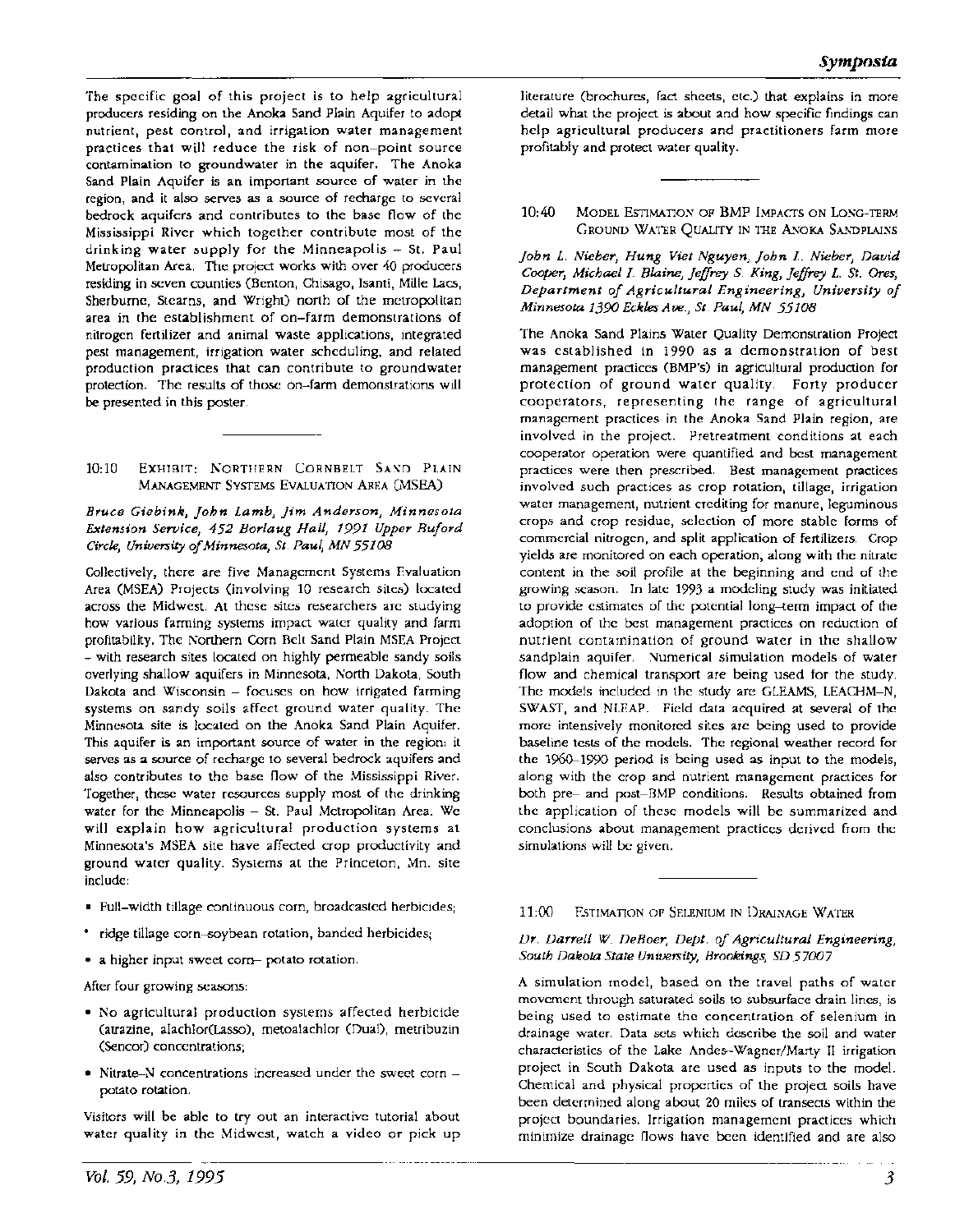The specific goal of this project is to help agricultural producers residing on the Anoka Sand Plain Aquifer to adopt nutrient, pest control, and irrigation water management practices that will reduce the risk of non–point source contamination to groundwater in the aquifer. The Anoka Sand Plain Aquifer is an important source of water in the region, and it also serves as a source of recharge to several bedrock aquifers and contributes to the base flow of the Mississippi River which together contribute most of the drinking water supply for the Minneapolis – St. Paul Metropolitan Area. The project works with over 40 producers residing in seven counties (Benton, Chisago, Isanti, Mille Lacs, Sherburne, Stearns, and Wright) north of the metropolitan area in the establishment of on–farm demonstrations of nitrogen fertilizer and animal waste applications, integrated pest management, irrigation water scheduling, and related production practices that can contribute to groundwater protection. The results of those on–farm demonstrations will be presented in this poster.

---

### 10:10 Exhibit: Northern Cornbelt Sand Plain Management Systems Evaluation Area (MSEA)

***Bruce Giebink, John Lamb, Jim Anderson, Minnesota Extension Service, 452 Borlaug Hall, 1991 Upper Buford Circle, University of Minnesota, St. Paul, MN 55108***

Collectively, there are five Management Systems Evaluation Area (MSEA) Projects (involving 10 research sites) located across the Midwest. At these sites researchers are studying how various farming systems impact water quality and farm profitability. The Northern Corn Belt Sand Plain MSEA Project – with research sites located on highly permeable sandy soils overlying shallow aquifers in Minnesota, North Dakota, South Dakota and Wisconsin – focuses on how irrigated farming systems on sandy soils affect ground water quality. The Minnesota site is located on the Anoka Sand Plain Aquifer. This aquifer is an important source of water in the region: it serves as a source of recharge to several bedrock aquifers and also contributes to the base flow of the Mississippi River. Together, these water resources supply most of the drinking water for the Minneapolis – St. Paul Metropolitan Area. We will explain how agricultural production systems at Minnesota's MSEA site have affected crop productivity and ground water quality. Systems at the Princeton, Mn. site include:

- Full–width tillage continuous corn, broadcasted herbicides;
- ridge tillage corn–soybean rotation, banded herbicides;
- a higher input sweet corn– potato rotation.

After four growing seasons:

- No agricultural production systems affected herbicide (atrazine, alachlor(Lasso), metoalachlor (Dual), metribuzin (Sencor) concentrations;
- Nitrate–N concentrations increased under the sweet corn – potato rotation.

Visitors will be able to try out an interactive tutorial about water quality in the Midwest, watch a video or pick up literature (brochures, fact sheets, etc.) that explains in more detail what the project is about and how specific findings can help agricultural producers and practitioners farm more profitably and protect water quality.

---

### 10:40 Model Estimation of BMP Impacts on Long-term Ground Water Quality in the Anoka Sandplains

***John L. Nieber, Hung Viet Nguyen, John L. Nieber, David Cooper, Michael I. Blaine, Jeffrey S. King, Jeffrey L. St. Ores, Department of Agricultural Engineering, University of Minnesota 1390 Eckles Ave., St. Paul, MN 55108***

The Anoka Sand Plains Water Quality Demonstration Project was established in 1990 as a demonstration of best management practices (BMP's) in agricultural production for protection of ground water quality. Forty producer cooperators, representing the range of agricultural management practices in the Anoka Sand Plain region, are involved in the project. Pretreatment conditions at each cooperator operation were quantified and best management practices were then prescribed. Best management practices involved such practices as crop rotation, tillage, irrigation water management, nutrient crediting for manure, leguminous crops and crop residue, selection of more stable forms of commercial nitrogen, and split application of fertilizers. Crop yields are monitored on each operation, along with the nitrate content in the soil profile at the beginning and end of the growing season. In late 1993 a modeling study was initiated to provide estimates of the potential long–term impact of the adoption of the best management practices on reduction of nutrient contamination of ground water in the shallow sandplain aquifer. Numerical simulation models of water flow and chemical transport are being used for the study. The models included in the study are GLEAMS, LEACHM–N, SWAST, and NLEAP. Field data acquired at several of the more intensively monitored sites are being used to provide baseline tests of the models. The regional weather record for the 1960–1990 period is being used as input to the models, along with the crop and nutrient management practices for both pre– and post–BMP conditions. Results obtained from the application of these models will be summarized and conclusions about management practices derived from the simulations will be given.

---

### 11:00 Estimation of Selenium in Drainage Water

***Dr. Darrell W. DeBoer, Dept. of Agricultural Engineering, South Dakota State University, Brookings, SD 57007***

A simulation model, based on the travel paths of water movement through saturated soils to subsurface drain lines, is being used to estimate the concentration of selenium in drainage water. Data sets which describe the soil and water characteristics of the Lake Andes–Wagner/Marty II irrigation project in South Dakota are used as inputs to the model. Chemical and physical properties of the project soils have been determined along about 20 miles of transects within the project boundaries. Irrigation management practices which minimize drainage flows have been identified and are also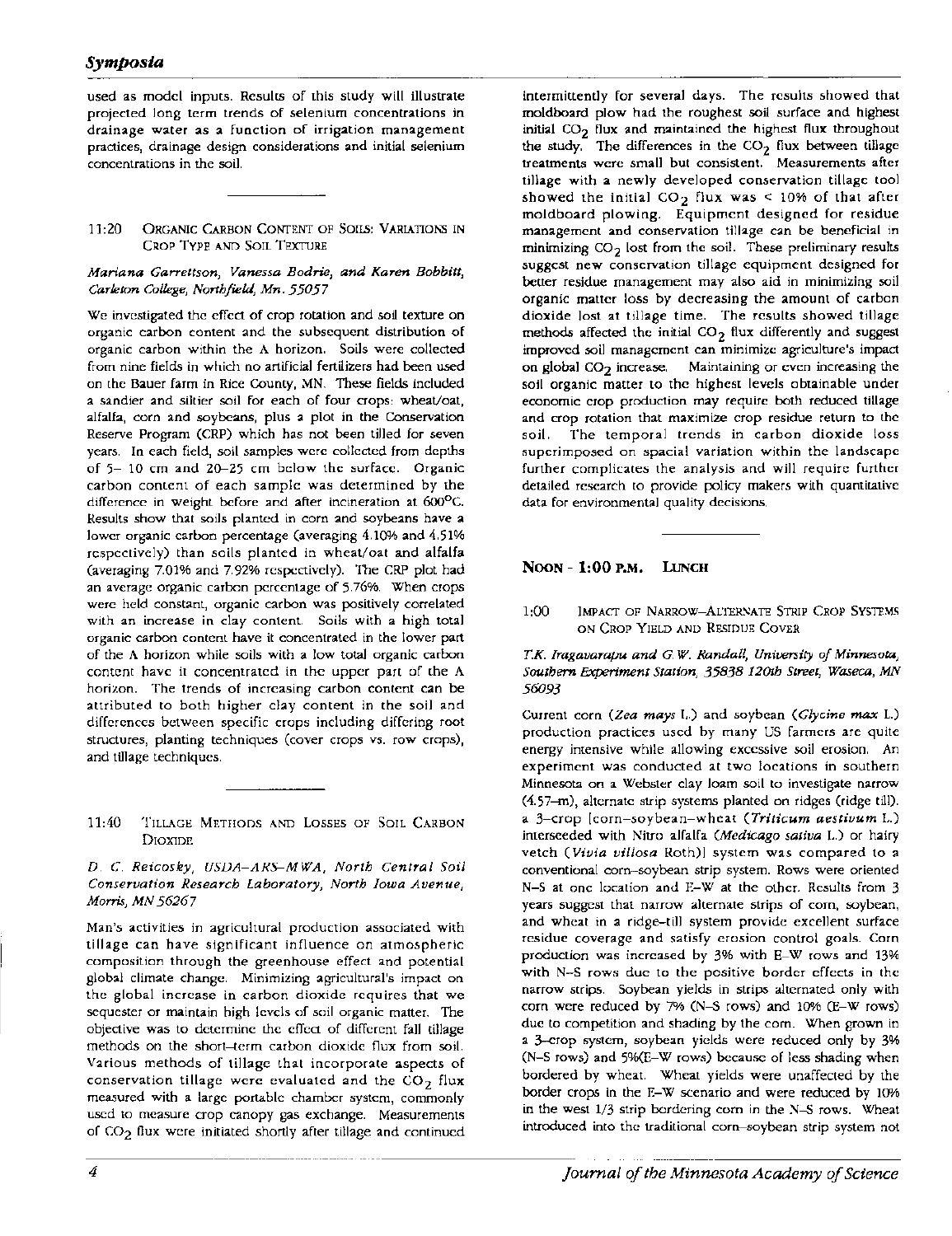used as model inputs. Results of this study will illustrate projected long term trends of selenium concentrations in drainage water as a function of irrigation management practices, drainage design considerations and initial selenium concentrations in the soil.

---

### 11:20 Organic Carbon Content of Soils: Variations in Crop Type and Soil Texture

*Mariana Garrettson, Vanessa Bodrie, and Karen Bobbitt, Carleton College, Northfield, Mn. 55057*

We investigated the effect of crop rotation and soil texture on organic carbon content and the subsequent distribution of organic carbon within the A horizon. Soils were collected from nine fields in which no artificial fertilizers had been used on the Bauer farm in Rice County, MN. These fields included a sandier and siltier soil for each of four crops: wheat/oat, alfalfa, corn and soybeans, plus a plot in the Conservation Reserve Program (CRP) which has not been tilled for seven years. In each field, soil samples were collected from depths of 5– 10 cm and 20–25 cm below the surface. Organic carbon content of each sample was determined by the difference in weight before and after incineration at 600°C. Results show that soils planted in corn and soybeans have a lower organic carbon percentage (averaging 4.10% and 4.51% respectively) than soils planted in wheat/oat and alfalfa (averaging 7.01% and 7.92% respectively). The CRP plot had an average organic carbon percentage of 5.76%. When crops were held constant, organic carbon was positively correlated with an increase in clay content. Soils with a high total organic carbon content have it concentrated in the lower part of the A horizon while soils with a low total organic carbon content have it concentrated in the upper part of the A horizon. The trends of increasing carbon content can be attributed to both higher clay content in the soil and differences between specific crops including differing root structures, planting techniques (cover crops vs. row crops), and tillage techniques.

---

### 11:40 Tillage Methods and Losses of Soil Carbon Dioxide

*D. C. Reicosky, USDA–ARS–MWA, North Central Soil Conservation Research Laboratory, North Iowa Avenue, Morris, MN 56267*

Man's activities in agricultural production associated with tillage can have significant influence on atmospheric composition through the greenhouse effect and potential global climate change. Minimizing agricultural's impact on the global increase in carbon dioxide requires that we sequester or maintain high levels of soil organic matter. The objective was to determine the effect of different fall tillage methods on the short–term carbon dioxide flux from soil. Various methods of tillage that incorporate aspects of conservation tillage were evaluated and the $CO_2$ flux measured with a large portable chamber system, commonly used to measure crop canopy gas exchange. Measurements of $CO_2$ flux were initiated shortly after tillage and continued intermittently for several days. The results showed that moldboard plow had the roughest soil surface and highest initial $CO_2$ flux and maintained the highest flux throughout the study. The differences in the $CO_2$ flux between tillage treatments were small but consistent. Measurements after tillage with a newly developed conservation tillage tool showed the initial $CO_2$ flux was < 10% of that after moldboard plowing. Equipment designed for residue management and conservation tillage can be beneficial in minimizing $CO_2$ lost from the soil. These preliminary results suggest new conservation tillage equipment designed for better residue management may also aid in minimizing soil organic matter loss by decreasing the amount of carbon dioxide lost at tillage time. The results showed tillage methods affected the initial $CO_2$ flux differently and suggest improved soil management can minimize agriculture's impact on global $CO_2$ increase. Maintaining or even increasing the soil organic matter to the highest levels obtainable under economic crop production may require both reduced tillage and crop rotation that maximize crop residue return to the soil. The temporal trends in carbon dioxide loss superimposed on spacial variation within the landscape further complicates the analysis and will require further detailed research to provide policy makers with quantitative data for environmental quality decisions.

---

## Noon - 1:00 p.m. Lunch

### 1:00 Impact of Narrow–Alternate Strip Crop Systems on Crop Yield and Residue Cover

*T.K. Iragavarapu and G.W. Randall, University of Minnesota, Southern Experiment Station, 35838 120th Street, Waseca, MN 56093*

Current corn (*Zea mays* L.) and soybean (*Glycine max* L.) production practices used by many US farmers are quite energy intensive while allowing excessive soil erosion. An experiment was conducted at two locations in southern Minnesota on a Webster clay loam soil to investigate narrow (4.57–m), alternate strip systems planted on ridges (ridge till). a 3–crop [corn–soybean–wheat (*Triticum aestivum* L.) interseeded with Nitro alfalfa (*Medicago sativa* L.) or hairy vetch (*Vicia villosa* Roth)] system was compared to a conventional corn–soybean strip system. Rows were oriented N–S at one location and E–W at the other. Results from 3 years suggest that narrow alternate strips of corn, soybean, and wheat in a ridge–till system provide excellent surface residue coverage and satisfy erosion control goals. Corn production was increased by 3% with E–W rows and 13% with N–S rows due to the positive border effects in the narrow strips. Soybean yields in strips alternated only with corn were reduced by 7% (N–S rows) and 10% (E–W rows) due to competition and shading by the corn. When grown in a 3–crop system, soybean yields were reduced only by 3% (N–S rows) and 5%(E–W rows) because of less shading when bordered by wheat. Wheat yields were unaffected by the border crops in the E–W scenario and were reduced by 10% in the west 1/3 strip bordering corn in the N–S rows. Wheat introduced into the traditional corn–soybean strip system not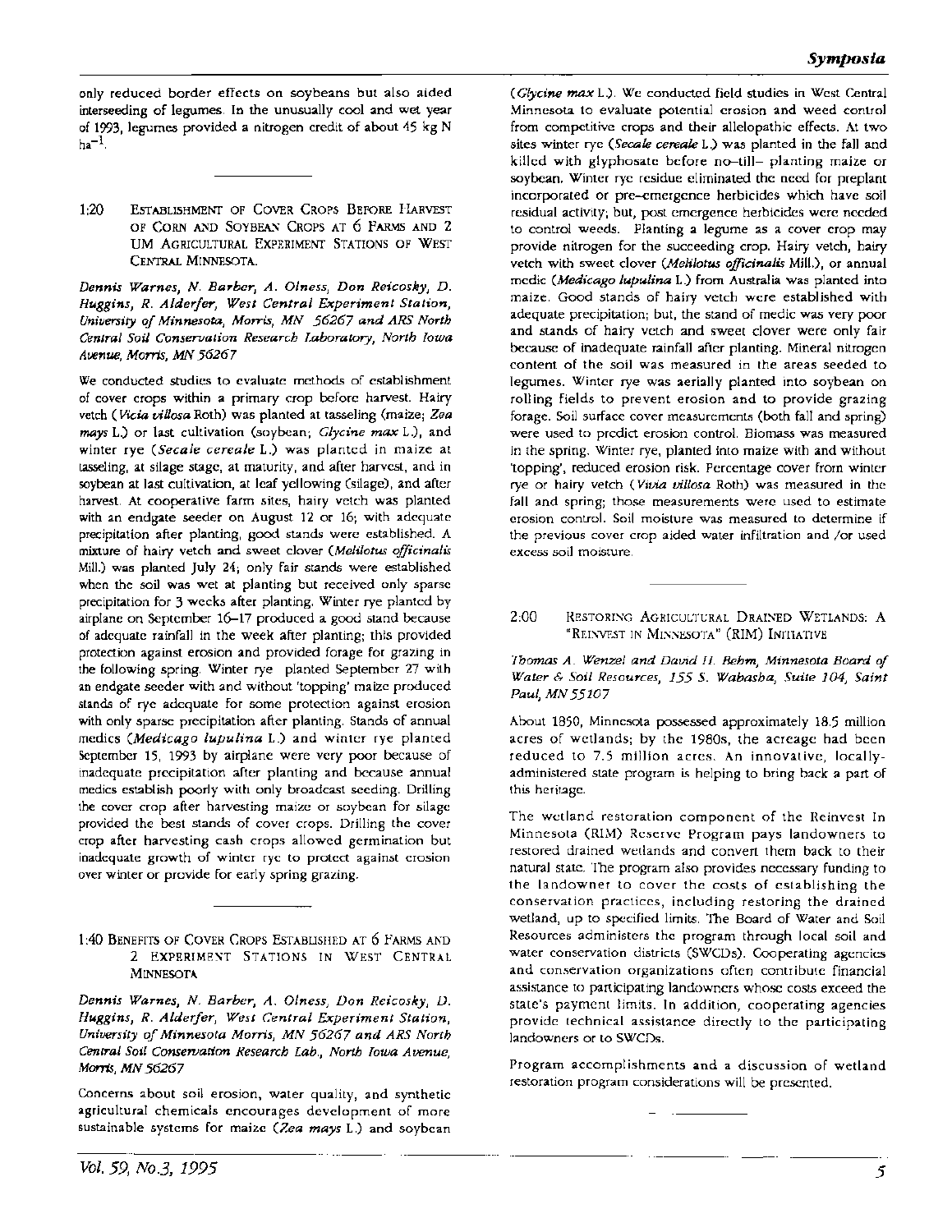only reduced border effects on soybeans but also aided interseeding of legumes. In the unusually cool and wet year of 1993, legumes provided a nitrogen credit of about 45 kg N $ha^{-1}$.

---

### 1:20 Establishment of Cover Crops Before Harvest of Corn and Soybean Crops at 6 Farms and 2 UM Agricultural Experiment Stations of West Central Minnesota.

*Dennis Warnes, N. Barber, A. Olness, Don Reicosky, D. Huggins, R. Alderfer, West Central Experiment Station, University of Minnesota, Morris, MN 56267 and ARS North Central Soil Conservation Research Laboratory, North Iowa Avenue, Morris, MN 56267*

We conducted studies to evaluate methods of establishment of cover crops within a primary crop before harvest. Hairy vetch (*Vicia villosa* Roth) was planted at tasseling (maize; *Zea mays* L.) or last cultivation (soybean; *Glycine max* L.), and winter rye (*Secale cereale* L.) was planted in maize at tasseling, at silage stage, at maturity, and after harvest, and in soybean at last cultivation, at leaf yellowing (silage), and after harvest. At cooperative farm sites, hairy vetch was planted with an endgate seeder on August 12 or 16; with adequate precipitation after planting, good stands were established. A mixture of hairy vetch and sweet clover (*Melilotus officinalis* Mill.) was planted July 24; only fair stands were established when the soil was wet at planting but received only sparse precipitation for 3 weeks after planting. Winter rye planted by airplane on September 16–17 produced a good stand because of adequate rainfall in the week after planting; this provided protection against erosion and provided forage for grazing in the following spring. Winter rye planted September 27 with an endgate seeder with and without 'topping' maize produced stands of rye adequate for some protection against erosion with only sparse precipitation after planting. Stands of annual medics (*Medicago lupulina* L.) and winter rye planted September 15, 1993 by airplane were very poor because of inadequate precipitation after planting and because annual medics establish poorly with only broadcast seeding. Drilling the cover crop after harvesting maize or soybean for silage provided the best stands of cover crops. Drilling the cover crop after harvesting cash crops allowed germination but inadequate growth of winter rye to protect against erosion over winter or provide for early spring grazing.

---

### 1:40 Benefits of Cover Crops Established at 6 Farms and 2 Experiment Stations in West Central Minnesota

*Dennis Warnes, N. Barber, A. Olness, Don Reicosky, D. Huggins, R. Alderfer, West Central Experiment Station, University of Minnesota Morris, MN 56267 and ARS North Central Soil Conservation Research Lab., North Iowa Avenue, Morris, MN 56267*

Concerns about soil erosion, water quality, and synthetic agricultural chemicals encourages development of more sustainable systems for maize (*Zea mays* L.) and soybean (*Glycine max* L.). We conducted field studies in West Central Minnesota to evaluate potential erosion and weed control from competitive crops and their allelopathic effects. At two sites winter rye (*Secale cereale* L.) was planted in the fall and killed with glyphosate before no–till– planting maize or soybean. Winter rye residue eliminated the need for preplant incorporated or pre–emergence herbicides which have soil residual activity; but, post emergence herbicides were needed to control weeds. Planting a legume as a cover crop may provide nitrogen for the succeeding crop. Hairy vetch, hairy vetch with sweet clover (*Melilotus officinalis* Mill.), or annual medic (*Medicago lupulina* L.) from Australia was planted into maize. Good stands of hairy vetch were established with adequate precipitation; but, the stand of medic was very poor and stands of hairy vetch and sweet clover were only fair because of inadequate rainfall after planting. Mineral nitrogen content of the soil was measured in the areas seeded to legumes. Winter rye was aerially planted into soybean on rolling fields to prevent erosion and to provide grazing forage. Soil surface cover measurements (both fall and spring) were used to predict erosion control. Biomass was measured in the spring. Winter rye, planted into maize with and without 'topping', reduced erosion risk. Percentage cover from winter rye or hairy vetch (*Vicia villosa* Roth) was measured in the fall and spring; those measurements were used to estimate erosion control. Soil moisture was measured to determine if the previous cover crop aided water infiltration and /or used excess soil moisture.

---

### 2:00 Restoring Agricultural Drained Wetlands: A "Reinvest in Minnesota" (RIM) Initiative

*Thomas A. Wenzel and David H. Behm, Minnesota Board of Water & Soil Resources, 155 S. Wabasha, Suite 104, Saint Paul, MN 55107*

About 1850, Minnesota possessed approximately 18.5 million acres of wetlands; by the 1980s, the acreage had been reduced to 7.5 million acres. An innovative, locally-administered state program is helping to bring back a part of this heritage.

The wetland restoration component of the Reinvest In Minnesota (RIM) Reserve Program pays landowners to restored drained wetlands and convert them back to their natural state. The program also provides necessary funding to the landowner to cover the costs of establishing the conservation practices, including restoring the drained wetland, up to specified limits. The Board of Water and Soil Resources administers the program through local soil and water conservation districts (SWCDs). Cooperating agencies and conservation organizations often contribute financial assistance to participating landowners whose costs exceed the state's payment limits. In addition, cooperating agencies provide technical assistance directly to the participating landowners or to SWCDs.

Program accomplishments and a discussion of wetland restoration program considerations will be presented.

---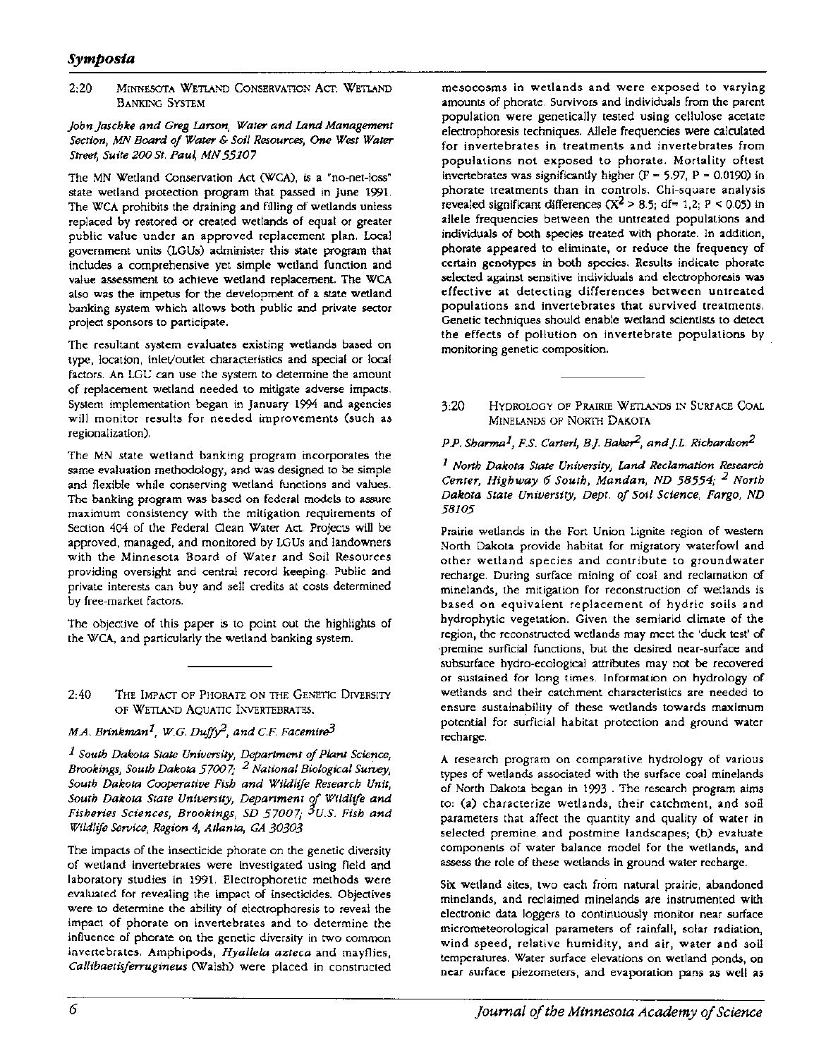## Symposia

### 2:20 MINNESOTA WETLAND CONSERVATION ACT: WETLAND BANKING SYSTEM

*John Jaschke and Greg Larson, Water and Land Management Section, MN Board of Water & Soil Resources, One West Water Street, Suite 200 St. Paul, MN 55107*

The MN Wetland Conservation Act (WCA), is a "no-net-loss" state wetland protection program that passed in June 1991. The WCA prohibits the draining and filling of wetlands unless replaced by restored or created wetlands of equal or greater public value under an approved replacement plan. Local government units (LGUs) administer this state program that includes a comprehensive yet simple wetland function and value assessment to achieve wetland replacement. The WCA also was the impetus for the development of a state wetland banking system which allows both public and private sector project sponsors to participate.

The resultant system evaluates existing wetlands based on type, location, inlet/outlet characteristics and special or local factors. An LGU can use the system to determine the amount of replacement wetland needed to mitigate adverse impacts. System implementation began in January 1994 and agencies will monitor results for needed improvements (such as regionalization).

The MN state wetland banking program incorporates the same evaluation methodology, and was designed to be simple and flexible while conserving wetland functions and values. The banking program was based on federal models to assure maximum consistency with the mitigation requirements of Section 404 of the Federal Clean Water Act. Projects will be approved, managed, and monitored by LGUs and landowners with the Minnesota Board of Water and Soil Resources providing oversight and central record keeping. Public and private interests can buy and sell credits at costs determined by free-market factors.

The objective of this paper is to point out the highlights of the WCA, and particularly the wetland banking system.

---

### 2:40 THE IMPACT OF PHORATE ON THE GENETIC DIVERSITY OF WETLAND AQUATIC INVERTEBRATES.

*M.A. Brinkman[1], W.G. Duffy[2], and C.F. Facemire[3]*

*[1] South Dakota State University, Department of Plant Science, Brookings, South Dakota 57007; [2] National Biological Survey, South Dakota Cooperative Fish and Wildlife Research Unit, South Dakota State University, Department of Wildlife and Fisheries Sciences, Brookings, SD 57007; [3] U.S. Fish and Wildlife Service, Region 4, Atlanta, GA 30303*

The impacts of the insecticide phorate on the genetic diversity of wetland invertebrates were investigated using field and laboratory studies in 1991. Electrophoretic methods were evaluated for revealing the impact of insecticides. Objectives were to determine the ability of electrophoresis to reveal the impact of phorate on invertebrates and to determine the influence of phorate on the genetic diversity in two common invertebrates. Amphipods, *Hyallela azteca* and mayflies, *Callibaetisferrugineus* (Walsh) were placed in constructed mesocosms in wetlands and were exposed to varying amounts of phorate. Survivors and individuals from the parent population were genetically tested using cellulose acetate electrophoresis techniques. Allele frequencies were calculated for invertebrates in treatments and invertebrates from populations not exposed to phorate. Mortality oftest invertebrates was significantly higher ($F = 5.97$, $P = 0.0190$) in phorate treatments than in controls. Chi-square analysis revealed significant differences ($X^2 > 8.5$; df= 1,2; $P < 0.05$) in allele frequencies between the untreated populations and individuals of both species treated with phorate. In addition, phorate appeared to eliminate, or reduce the frequency of certain genotypes in both species. Results indicate phorate selected against sensitive individuals and electrophoresis was effective at detecting differences between untreated populations and invertebrates that survived treatments. Genetic techniques should enable wetland scientists to detect the effects of pollution on invertebrate populations by monitoring genetic composition.

---

### 3:20 HYDROLOGY OF PRAIRIE WETLANDS IN SURFACE COAL MINELANDS OF NORTH DAKOTA

*P.P. Sharma[1], F.S. Carterl, B.J. Baker[2], and J.L. Richardson[2]*

*[1] North Dakota State University, Land Reclamation Research Center, Highway 6 South, Mandan, ND 58554; [2] North Dakota State University, Dept. of Soil Science, Fargo, ND 58105*

Prairie wetlands in the Fort Union Lignite region of western North Dakota provide habitat for migratory waterfowl and other wetland species and contribute to groundwater recharge. During surface mining of coal and reclamation of minelands, the mitigation for reconstruction of wetlands is based on equivalent replacement of hydric soils and hydrophytic vegetation. Given the semiarid climate of the region, the reconstructed wetlands may meet the 'duck test' of premine surficial functions, but the desired near-surface and subsurface hydro-ecological attributes may not be recovered or sustained for long times. Information on hydrology of wetlands and their catchment characteristics are needed to ensure sustainability of these wetlands towards maximum potential for surficial habitat protection and ground water recharge.

A research program on comparative hydrology of various types of wetlands associated with the surface coal minelands of North Dakota began in 1993 . The research program aims to: (a) characterize wetlands, their catchment, and soil parameters that affect the quantity and quality of water in selected premine and postmine landscapes; (b) evaluate components of water balance model for the wetlands, and assess the role of these wetlands in ground water recharge.

Six wetland sites, two each from natural prairie, abandoned minelands, and reclaimed minelands are instrumented with electronic data loggers to continuously monitor near surface micrometeorological parameters of rainfall, solar radiation, wind speed, relative humidity, and air, water and soil temperatures. Water surface elevations on wetland ponds, on near surface piezometers, and evaporation pans as well as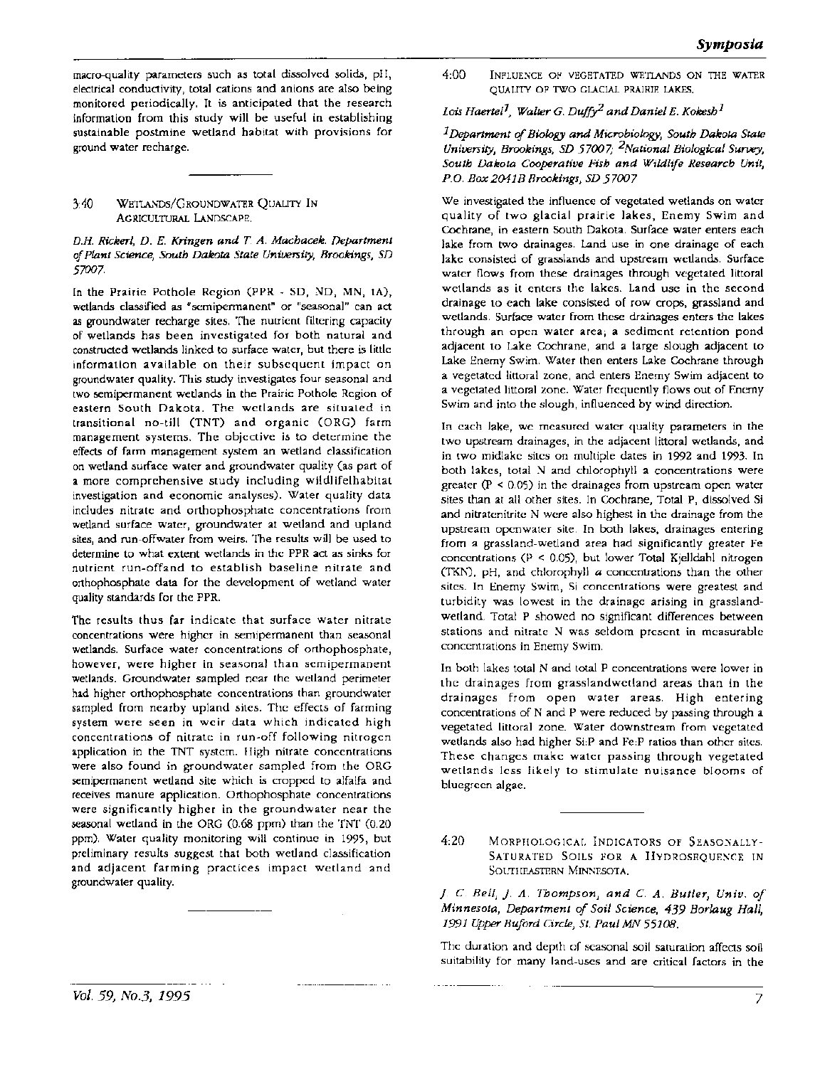macro-quality parameters such as total dissolved solids, pH, electrical conductivity, total cations and anions are also being monitored periodically. It is anticipated that the research information from this study will be useful in establishing sustainable postmine wetland habitat with provisions for ground water recharge.

---

### 3:40 WETLANDS/GROUNDWATER QUALITY IN AGRICULTURAL LANDSCAPE.

*D.H. Rickerl, D. E. Kringen and T. A. Machacek. Department of Plant Science, South Dakota State University, Brookings, SD 57007.*

In the Prairie Pothole Region (PPR - SD, ND, MN, IA), wetlands classified as "semipermanent" or "seasonal" can act as groundwater recharge sites. The nutrient filtering capacity of wetlands has been investigated for both natural and constructed wetlands linked to surface water, but there is little information available on their subsequent impact on groundwater quality. This study investigates four seasonal and two semipermanent wetlands in the Prairie Pothole Region of eastern South Dakota. The wetlands are situated in transitional no-till (TNT) and organic (ORG) farm management systems. The objective is to determine the effects of farm management system an wetland classification on wetland surface water and groundwater quality (as part of a more comprehensive study including wildlifelhabitat investigation and economic analyses). Water quality data includes nitrate and orthophosphate concentrations from wetland surface water, groundwater at wetland and upland sites, and run-offwater from weirs. The results will be used to determine to what extent wetlands in the PPR act as sinks for nutrient run-offand to establish baseline nitrate and orthophosphate data for the development of wetland water quality standards for the PPR.

The results thus far indicate that surface water nitrate concentrations were higher in semipermanent than seasonal wetlands. Surface water concentrations of orthophosphate, however, were higher in seasonal than semipermanent wetlands. Groundwater sampled near the wetland perimeter had higher orthophosphate concentrations than groundwater sampled from nearby upland sites. The effects of farming system were seen in weir data which indicated high concentrations of nitrate in run-off following nitrogen application in the TNT system. High nitrate concentrations were also found in groundwater sampled from the ORG semipermanent wetland site which is cropped to alfalfa and receives manure application. Orthophosphate concentrations were significantly higher in the groundwater near the seasonal wetland in the ORG (0.68 ppm) than the TNT (0.20 ppm). Water quality monitoring will continue in 1995, but preliminary results suggest that both wetland classification and adjacent farming practices impact wetland and groundwater quality.

---

### 4:00 INFLUENCE OF VEGETATED WETLANDS ON THE WATER QUALITY OF TWO GLACIAL PRAIRIE LAKES.

*Lois Haertel[1], Walter G. Duffy[2] and Daniel E. Kokesh[1]*

*[1]Department of Biology and Microbiology, South Dakota State University, Brookings, SD 57007; [2]National Biological Survey, South Dakota Cooperative Fish and Wildlife Research Unit, P.O. Box 2041B Brookings, SD 57007*

We investigated the influence of vegetated wetlands on water quality of two glacial prairie lakes, Enemy Swim and Cochrane, in eastern South Dakota. Surface water enters each lake from two drainages. Land use in one drainage of each lake consisted of grasslands and upstream wetlands. Surface water flows from these drainages through vegetated littoral wetlands as it enters the lakes. Land use in the second drainage to each lake consisted of row crops, grassland and wetlands. Surface water from these drainages enters the lakes through an open water area; a sediment retention pond adjacent to Lake Cochrane, and a large slough adjacent to Lake Enemy Swim. Water then enters Lake Cochrane through a vegetated littoral zone, and enters Enemy Swim adjacent to a vegetated littoral zone. Water frequently flows out of Enemy Swim and into the slough, influenced by wind direction.

In each lake, we measured water quality parameters in the two upstream drainages, in the adjacent littoral wetlands, and in two midlake sites on multiple dates in 1992 and 1993. In both lakes, total N and chlorophyll a concentrations were greater ($P < 0.05$) in the drainages from upstream open water sites than at all other sites. In Cochrane, Total P, dissolved Si and nitratenitrite N were also highest in the drainage from the upstream openwater site. In both lakes, drainages entering from a grassland-wetland area had significantly greater Fe concentrations ($P < 0.05$), but lower Total Kjelldahl nitrogen (TKN), pH, and chlorophyll *a* concentrations than the other sites. In Enemy Swim, Si concentrations were greatest and turbidity was lowest in the drainage arising in grassland-wetland. Total P showed no significant differences between stations and nitrate N was seldom present in measurable concentrations in Enemy Swim.

In both lakes total N and total P concentrations were lower in the drainages from grasslandwetland areas than in the drainages from open water areas. High entering concentrations of N and P were reduced by passing through a vegetated littoral zone. Water downstream from vegetated wetlands also had higher Si:P and Fe:P ratios than other sites. These changes make water passing through vegetated wetlands less likely to stimulate nuisance blooms of bluegreen algae.

---

### 4:20 MORPHOLOGICAL INDICATORS OF SEASONALLY-SATURATED SOILS FOR A HYDROSEQUENCE IN SOUTHEASTERN MINNESOTA.

*J. C. Bell, J. A. Thompson, and C. A. Butler, Univ. of Minnesota, Department of Soil Science, 439 Borlaug Hall, 1991 Upper Buford Circle, St. Paul MN 55108.*

The duration and depth of seasonal soil saturation affects soil suitability for many land-uses and are critical factors in the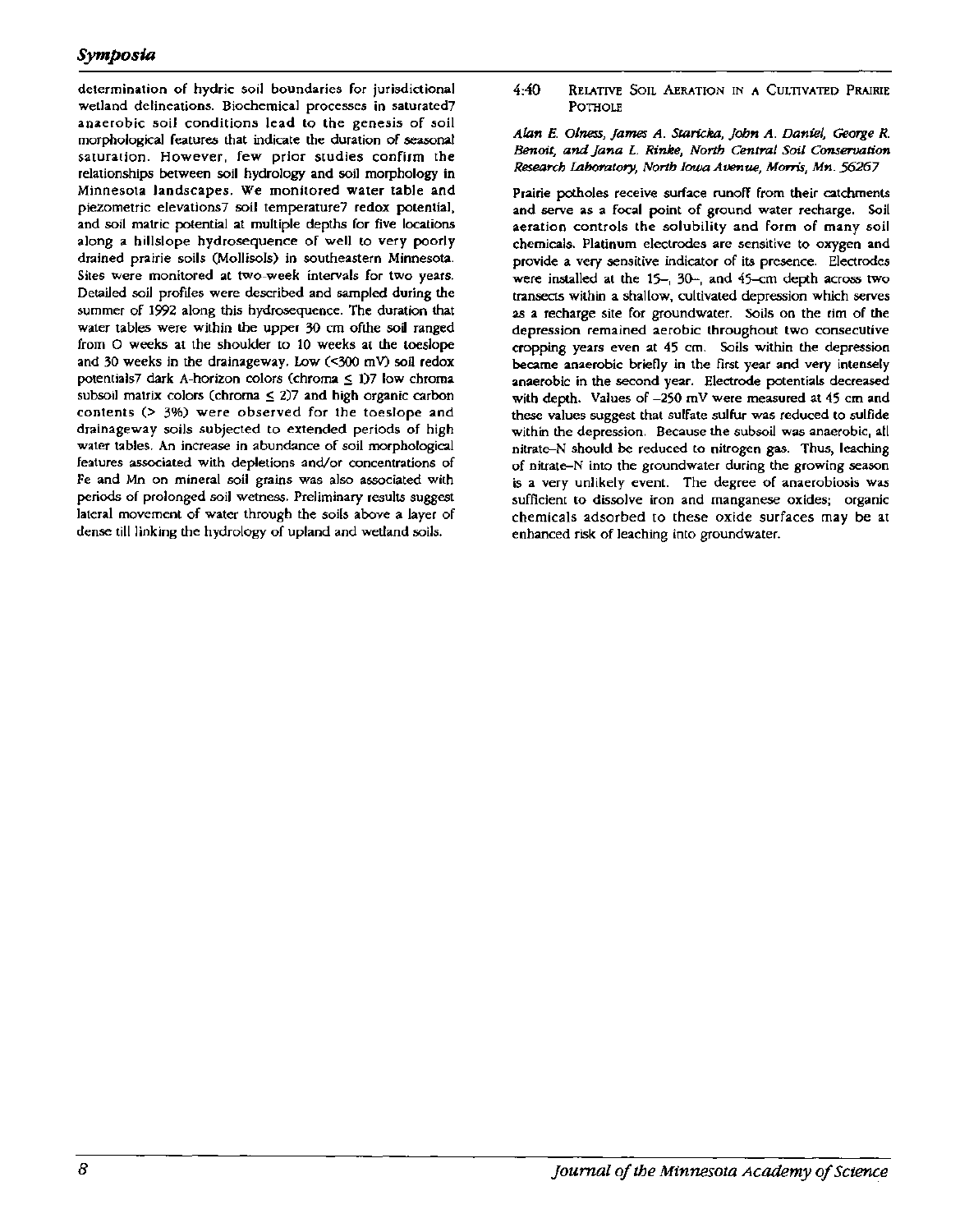determination of hydric soil boundaries for jurisdictional wetland delineations. Biochemical processes in saturated7 anaerobic soil conditions lead to the genesis of soil morphological features that indicate the duration of seasonal saturation. However, few prior studies confirm the relationships between soil hydrology and soil morphology in Minnesota landscapes. We monitored water table and piezometric elevations7 soil temperature7 redox potential, and soil matric potential at multiple depths for five locations along a hillslope hydrosequence of well to very poorly drained prairie soils (Mollisols) in southeastern Minnesota. Sites were monitored at two-week intervals for two years. Detailed soil profiles were described and sampled during the summer of 1992 along this hydrosequence. The duration that water tables were within the upper 30 cm ofthe soil ranged from O weeks at the shoulder to 10 weeks at the toeslope and 30 weeks in the drainageway. Low (<300 mV) soil redox potentials7 dark A-horizon colors (chroma ≤ 1)7 low chroma subsoil matrix colors (chroma ≤ 2)7 and high organic carbon contents (> 3%) were observed for the toeslope and drainageway soils subjected to extended periods of high water tables. An increase in abundance of soil morphological features associated with depletions and/or concentrations of Fe and Mn on mineral soil grains was also associated with periods of prolonged soil wetness. Preliminary results suggest lateral movement of water through the soils above a layer of dense till linking the hydrology of upland and wetland soils.

### 4:40 Relative Soil Aeration in a Cultivated Prairie Pothole

*Alan E. Olness, James A. Staricka, John A. Daniel, George R. Benoit, and Jana L. Rinke, North Central Soil Conservation Research Laboratory, North Iowa Avenue, Morris, Mn. 56267*

Prairie potholes receive surface runoff from their catchments and serve as a focal point of ground water recharge. Soil aeration controls the solubility and form of many soil chemicals. Platinum electrodes are sensitive to oxygen and provide a very sensitive indicator of its presence. Electrodes were installed at the 15-, 30-, and 45-cm depth across two transects within a shallow, cultivated depression which serves as a recharge site for groundwater. Soils on the rim of the depression remained aerobic throughout two consecutive cropping years even at 45 cm. Soils within the depression became anaerobic briefly in the first year and very intensely anaerobic in the second year. Electrode potentials decreased with depth. Values of –250 mV were measured at 45 cm and these values suggest that sulfate sulfur was reduced to sulfide within the depression. Because the subsoil was anaerobic, all nitrate-N should be reduced to nitrogen gas. Thus, leaching of nitrate-N into the groundwater during the growing season is a very unlikely event. The degree of anaerobiosis was sufficient to dissolve iron and manganese oxides; organic chemicals adsorbed to these oxide surfaces may be at enhanced risk of leaching into groundwater.